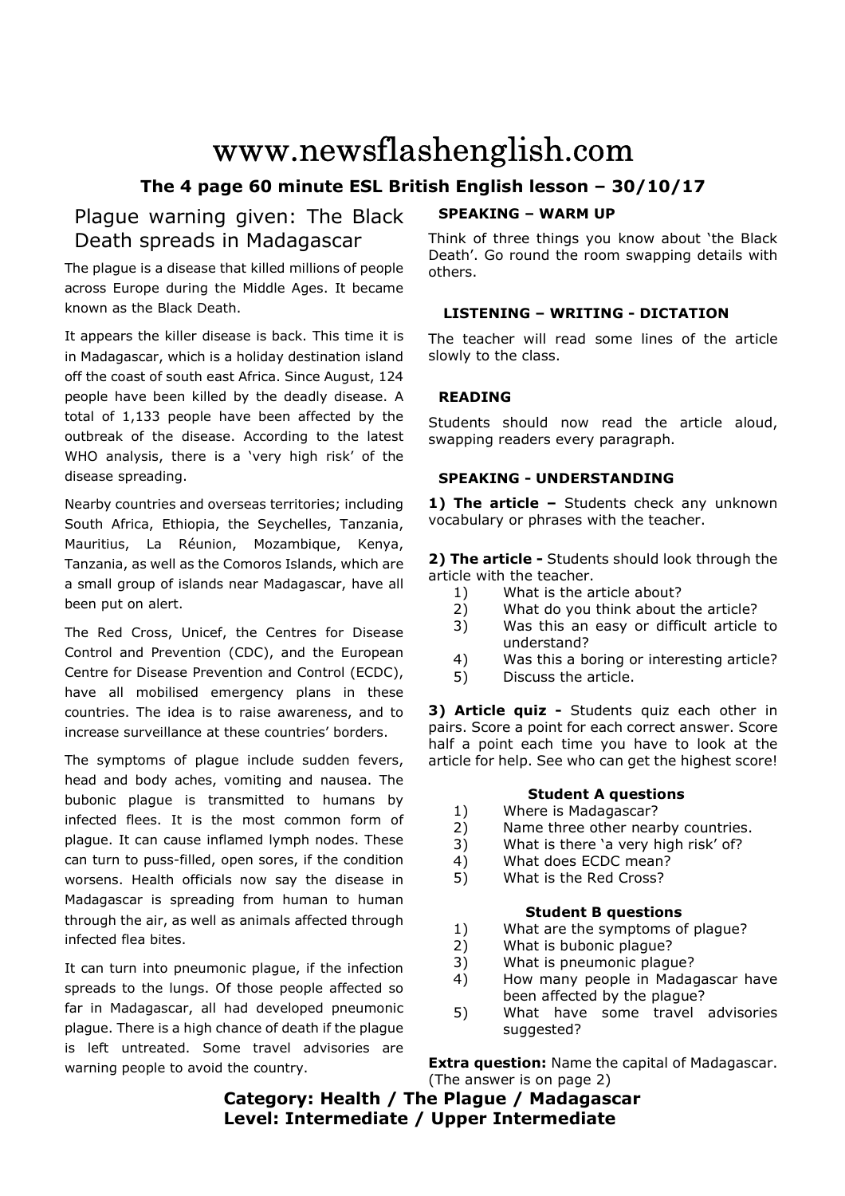# www.newsflashenglish.com

## The 4 page 60 minute ESL British English lesson – 30/10/17

## Plague warning given: The Black Death spreads in Madagascar

The plague is a disease that killed millions of people across Europe during the Middle Ages. It became known as the Black Death.

It appears the killer disease is back. This time it is in Madagascar, which is a holiday destination island off the coast of south east Africa. Since August, 124 people have been killed by the deadly disease. A total of 1,133 people have been affected by the outbreak of the disease. According to the latest WHO analysis, there is a 'very high risk' of the disease spreading.

Nearby countries and overseas territories; including South Africa, Ethiopia, the Seychelles, Tanzania, Mauritius, La Réunion, Mozambique, Kenya, Tanzania, as well as the Comoros Islands, which are a small group of islands near Madagascar, have all been put on alert.

The Red Cross, Unicef, the Centres for Disease Control and Prevention (CDC), and the European Centre for Disease Prevention and Control (ECDC), have all mobilised emergency plans in these countries. The idea is to raise awareness, and to increase surveillance at these countries' borders.

The symptoms of plague include sudden fevers, head and body aches, vomiting and nausea. The bubonic plague is transmitted to humans by infected flees. It is the most common form of plague. It can cause inflamed lymph nodes. These can turn to puss-filled, open sores, if the condition worsens. Health officials now say the disease in Madagascar is spreading from human to human through the air, as well as animals affected through infected flea bites.

It can turn into pneumonic plague, if the infection spreads to the lungs. Of those people affected so far in Madagascar, all had developed pneumonic plague. There is a high chance of death if the plague is left untreated. Some travel advisories are warning people to avoid the country.

### SPEAKING – WARM UP

Think of three things you know about 'the Black Death'. Go round the room swapping details with others.

### LISTENING – WRITING - DICTATION

The teacher will read some lines of the article slowly to the class.

### READING

Students should now read the article aloud, swapping readers every paragraph.

### SPEAKING - UNDERSTANDING

**1) The article –** Students check any unknown vocabulary or phrases with the teacher.

**2) The article -** Students should look through the article with the teacher.

1) What is the article about?
2) What do you think about the article?
3) Was this an easy or difficult article to understand?
4) Was this a boring or interesting article?
5) Discuss the article.

**3) Article quiz -** Students quiz each other in pairs. Score a point for each correct answer. Score half a point each time you have to look at the article for help. See who can get the highest score!

**Student A questions**

1) Where is Madagascar?
2) Name three other nearby countries.
3) What is there 'a very high risk' of?
4) What does ECDC mean?
5) What is the Red Cross?

**Student B questions**

1) What are the symptoms of plague?
2) What is bubonic plague?
3) What is pneumonic plague?
4) How many people in Madagascar have been affected by the plague?
5) What have some travel advisories suggested?

**Extra question:** Name the capital of Madagascar. (The answer is on page 2)

**Category: Health / The Plague / Madagascar**
**Level: Intermediate / Upper Intermediate**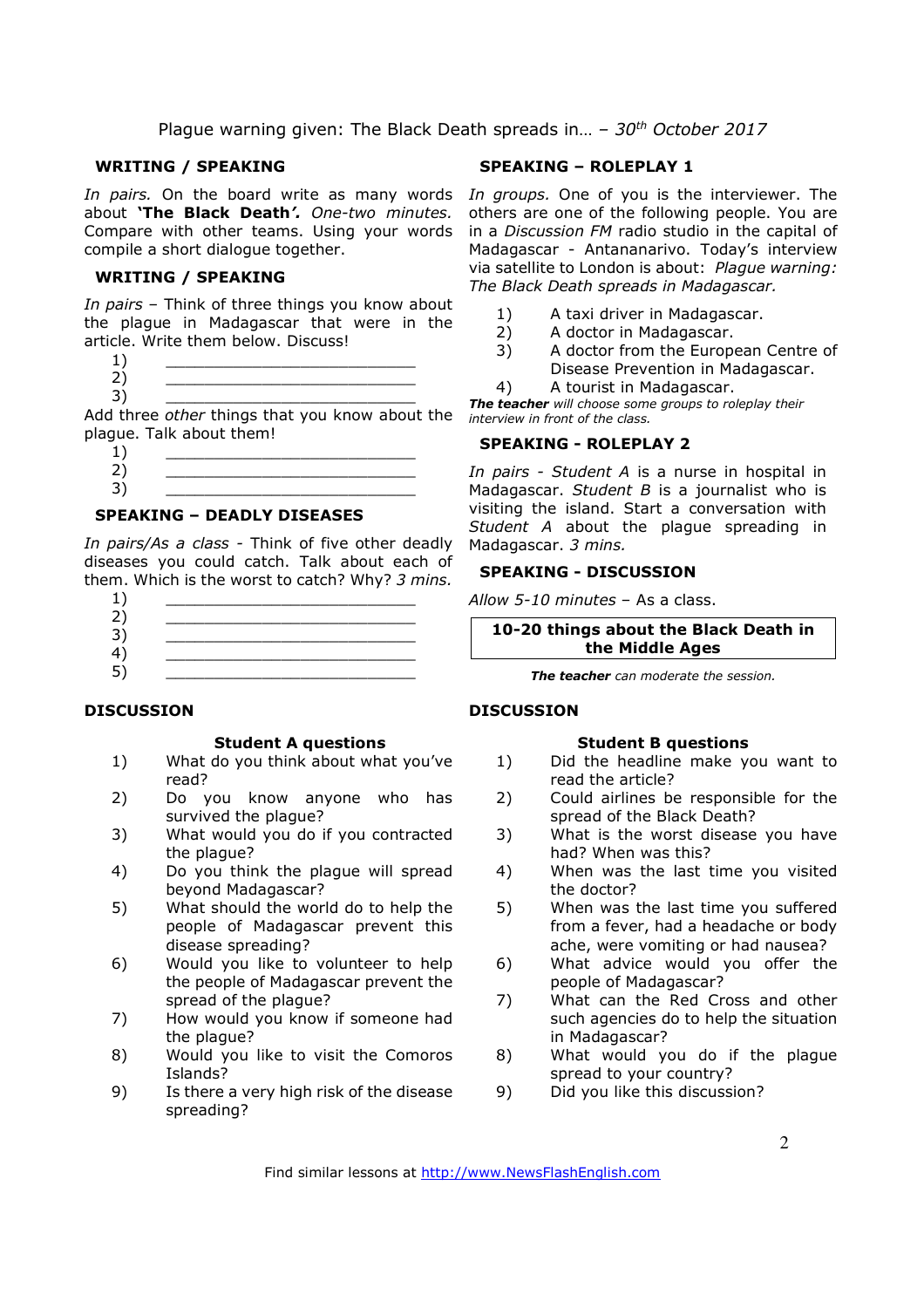Plague warning given: The Black Death spreads in… – 30th October 2017

## WRITING / SPEAKING

*In pairs.* On the board write as many words about **'The Black Death'**. *One-two minutes.* Compare with other teams. Using your words compile a short dialogue together.

## WRITING / SPEAKING

*In pairs* – Think of three things you know about the plague in Madagascar that were in the article. Write them below. Discuss!

1) ___________________________
2) ___________________________
3) ___________________________

Add three *other* things that you know about the plague. Talk about them!

1) ___________________________
2) ___________________________
3) ___________________________

## SPEAKING – DEADLY DISEASES

*In pairs/As a class* - Think of five other deadly diseases you could catch. Talk about each of them. Which is the worst to catch? Why? *3 mins.*

1) ___________________________
2) ___________________________
3) ___________________________
4) ___________________________
5) ___________________________

## SPEAKING – ROLEPLAY 1

*In groups.* One of you is the interviewer. The others are one of the following people. You are in a *Discussion FM* radio studio in the capital of Madagascar - Antananarivo. Today's interview via satellite to London is about: *Plague warning: The Black Death spreads in Madagascar.*

1) A taxi driver in Madagascar.
2) A doctor in Madagascar.
3) A doctor from the European Centre of Disease Prevention in Madagascar.
4) A tourist in Madagascar.

***The teacher** will choose some groups to roleplay their interview in front of the class.*

## SPEAKING - ROLEPLAY 2

*In pairs - Student A* is a nurse in hospital in Madagascar. *Student B* is a journalist who is visiting the island. Start a conversation with *Student A* about the plague spreading in Madagascar. *3 mins.*

## SPEAKING - DISCUSSION

*Allow 5-10 minutes* – As a class.

**10-20 things about the Black Death in the Middle Ages**

***The teacher** can moderate the session.*

## DISCUSSION

### Student A questions

1) What do you think about what you've read?
2) Do you know anyone who has survived the plague?
3) What would you do if you contracted the plague?
4) Do you think the plague will spread beyond Madagascar?
5) What should the world do to help the people of Madagascar prevent this disease spreading?
6) Would you like to volunteer to help the people of Madagascar prevent the spread of the plague?
7) How would you know if someone had the plague?
8) Would you like to visit the Comoros Islands?
9) Is there a very high risk of the disease spreading?

## DISCUSSION

### Student B questions

1) Did the headline make you want to read the article?
2) Could airlines be responsible for the spread of the Black Death?
3) What is the worst disease you have had? When was this?
4) When was the last time you visited the doctor?
5) When was the last time you suffered from a fever, had a headache or body ache, were vomiting or had nausea?
6) What advice would you offer the people of Madagascar?
7) What can the Red Cross and other such agencies do to help the situation in Madagascar?
8) What would you do if the plague spread to your country?
9) Did you like this discussion?

Find similar lessons at http://www.NewsFlashEnglish.com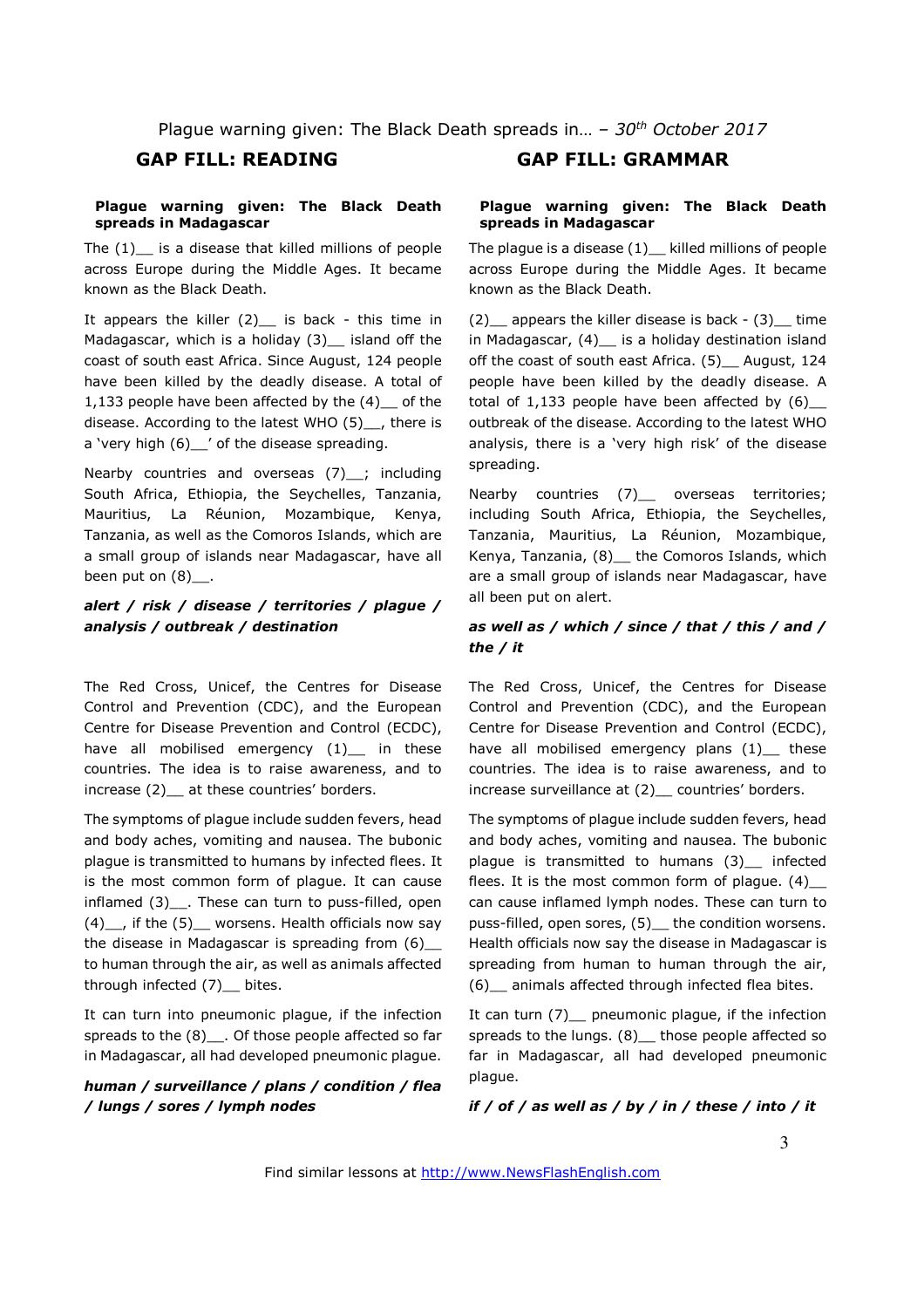Plague warning given: The Black Death spreads in… – *30th October 2017*

## GAP FILL: READING

**Plague warning given: The Black Death spreads in Madagascar**

The (1)__ is a disease that killed millions of people across Europe during the Middle Ages. It became known as the Black Death.

It appears the killer (2)__ is back - this time in Madagascar, which is a holiday (3)__ island off the coast of south east Africa. Since August, 124 people have been killed by the deadly disease. A total of 1,133 people have been affected by the (4)__ of the disease. According to the latest WHO (5)__, there is a 'very high (6)__' of the disease spreading.

Nearby countries and overseas (7)__; including South Africa, Ethiopia, the Seychelles, Tanzania, Mauritius, La Réunion, Mozambique, Kenya, Tanzania, as well as the Comoros Islands, which are a small group of islands near Madagascar, have all been put on (8)__.

***alert / risk / disease / territories / plague / analysis / outbreak / destination***

The Red Cross, Unicef, the Centres for Disease Control and Prevention (CDC), and the European Centre for Disease Prevention and Control (ECDC), have all mobilised emergency (1)__ in these countries. The idea is to raise awareness, and to increase (2)__ at these countries' borders.

The symptoms of plague include sudden fevers, head and body aches, vomiting and nausea. The bubonic plague is transmitted to humans by infected flees. It is the most common form of plague. It can cause inflamed (3)__. These can turn to puss-filled, open (4)__, if the (5)__ worsens. Health officials now say the disease in Madagascar is spreading from (6)__ to human through the air, as well as animals affected through infected (7)__ bites.

It can turn into pneumonic plague, if the infection spreads to the (8)__. Of those people affected so far in Madagascar, all had developed pneumonic plague.

***human / surveillance / plans / condition / flea / lungs / sores / lymph nodes***

## GAP FILL: GRAMMAR

**Plague warning given: The Black Death spreads in Madagascar**

The plague is a disease (1)__ killed millions of people across Europe during the Middle Ages. It became known as the Black Death.

(2)__ appears the killer disease is back - (3)__ time in Madagascar, (4)__ is a holiday destination island off the coast of south east Africa. (5)__ August, 124 people have been killed by the deadly disease. A total of 1,133 people have been affected by (6)__ outbreak of the disease. According to the latest WHO analysis, there is a 'very high risk' of the disease spreading.

Nearby countries (7)__ overseas territories; including South Africa, Ethiopia, the Seychelles, Tanzania, Mauritius, La Réunion, Mozambique, Kenya, Tanzania, (8)__ the Comoros Islands, which are a small group of islands near Madagascar, have all been put on alert.

***as well as / which / since / that / this / and / the / it***

The Red Cross, Unicef, the Centres for Disease Control and Prevention (CDC), and the European Centre for Disease Prevention and Control (ECDC), have all mobilised emergency plans (1)__ these countries. The idea is to raise awareness, and to increase surveillance at (2)__ countries' borders.

The symptoms of plague include sudden fevers, head and body aches, vomiting and nausea. The bubonic plague is transmitted to humans (3)__ infected flees. It is the most common form of plague. (4)__ can cause inflamed lymph nodes. These can turn to puss-filled, open sores, (5)__ the condition worsens. Health officials now say the disease in Madagascar is spreading from human to human through the air, (6)__ animals affected through infected flea bites.

It can turn (7)__ pneumonic plague, if the infection spreads to the lungs. (8)__ those people affected so far in Madagascar, all had developed pneumonic plague.

***if / of / as well as / by / in / these / into / it***

Find similar lessons at http://www.NewsFlashEnglish.com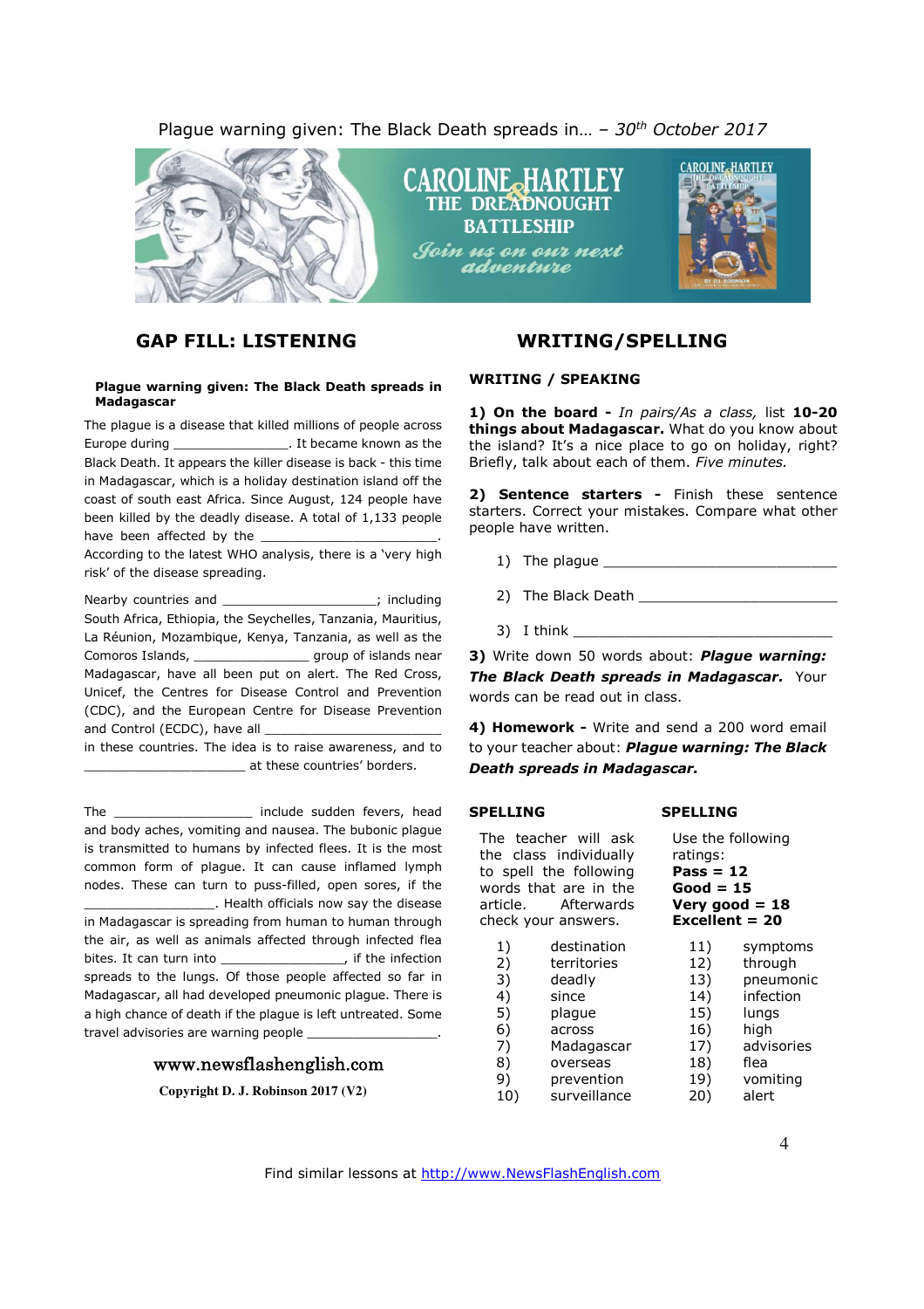## GAP FILL: LISTENING

**Plague warning given: The Black Death spreads in Madagascar**

The plague is a disease that killed millions of people across Europe during ________________. It became known as the Black Death. It appears the killer disease is back - this time in Madagascar, which is a holiday destination island off the coast of south east Africa. Since August, 124 people have been killed by the deadly disease. A total of 1,133 people have been affected by the ________________________. According to the latest WHO analysis, there is a 'very high risk' of the disease spreading.

Nearby countries and ____________________; including South Africa, Ethiopia, the Seychelles, Tanzania, Mauritius, La Réunion, Mozambique, Kenya, Tanzania, as well as the Comoros Islands, ________________ group of islands near Madagascar, have all been put on alert. The Red Cross, Unicef, the Centres for Disease Control and Prevention (CDC), and the European Centre for Disease Prevention and Control (ECDC), have all ________________________ in these countries. The idea is to raise awareness, and to ______________________ at these countries' borders.

The __________________ include sudden fevers, head and body aches, vomiting and nausea. The bubonic plague is transmitted to humans by infected flees. It is the most common form of plague. It can cause inflamed lymph nodes. These can turn to puss-filled, open sores, if the __________________. Health officials now say the disease in Madagascar is spreading from human to human through the air, as well as animals affected through infected flea bites. It can turn into ________________, if the infection spreads to the lungs. Of those people affected so far in Madagascar, all had developed pneumonic plague. There is a high chance of death if the plague is left untreated. Some travel advisories are warning people __________________.

www.newsflashenglish.com

Copyright D. J. Robinson 2017 (V2)

## WRITING/SPELLING

### WRITING / SPEAKING

**1) On the board -** *In pairs/As a class,* list **10-20 things about Madagascar.** What do you know about the island? It's a nice place to go on holiday, right? Briefly, talk about each of them. *Five minutes.*

**2) Sentence starters -** Finish these sentence starters. Correct your mistakes. Compare what other people have written.

1) The plague ____________________________
2) The Black Death ________________________
3) I think _______________________________

**3)** Write down 50 words about: ***Plague warning: The Black Death spreads in Madagascar.*** Your words can be read out in class.

**4) Homework -** Write and send a 200 word email to your teacher about: ***Plague warning: The Black Death spreads in Madagascar.***

### SPELLING

The teacher will ask the class individually to spell the following words that are in the article. Afterwards check your answers.

### SPELLING

Use the following ratings:
**Pass = 12**
**Good = 15**
**Very good = 18**
**Excellent = 20**

| | | | |
|---|---|---|---|
| 1) | destination | 11) | symptoms |
| 2) | territories | 12) | through |
| 3) | deadly | 13) | pneumonic |
| 4) | since | 14) | infection |
| 5) | plague | 15) | lungs |
| 6) | across | 16) | high |
| 7) | Madagascar | 17) | advisories |
| 8) | overseas | 18) | flea |
| 9) | prevention | 19) | vomiting |
| 10) | surveillance | 20) | alert |

Find similar lessons at http://www.NewsFlashEnglish.com